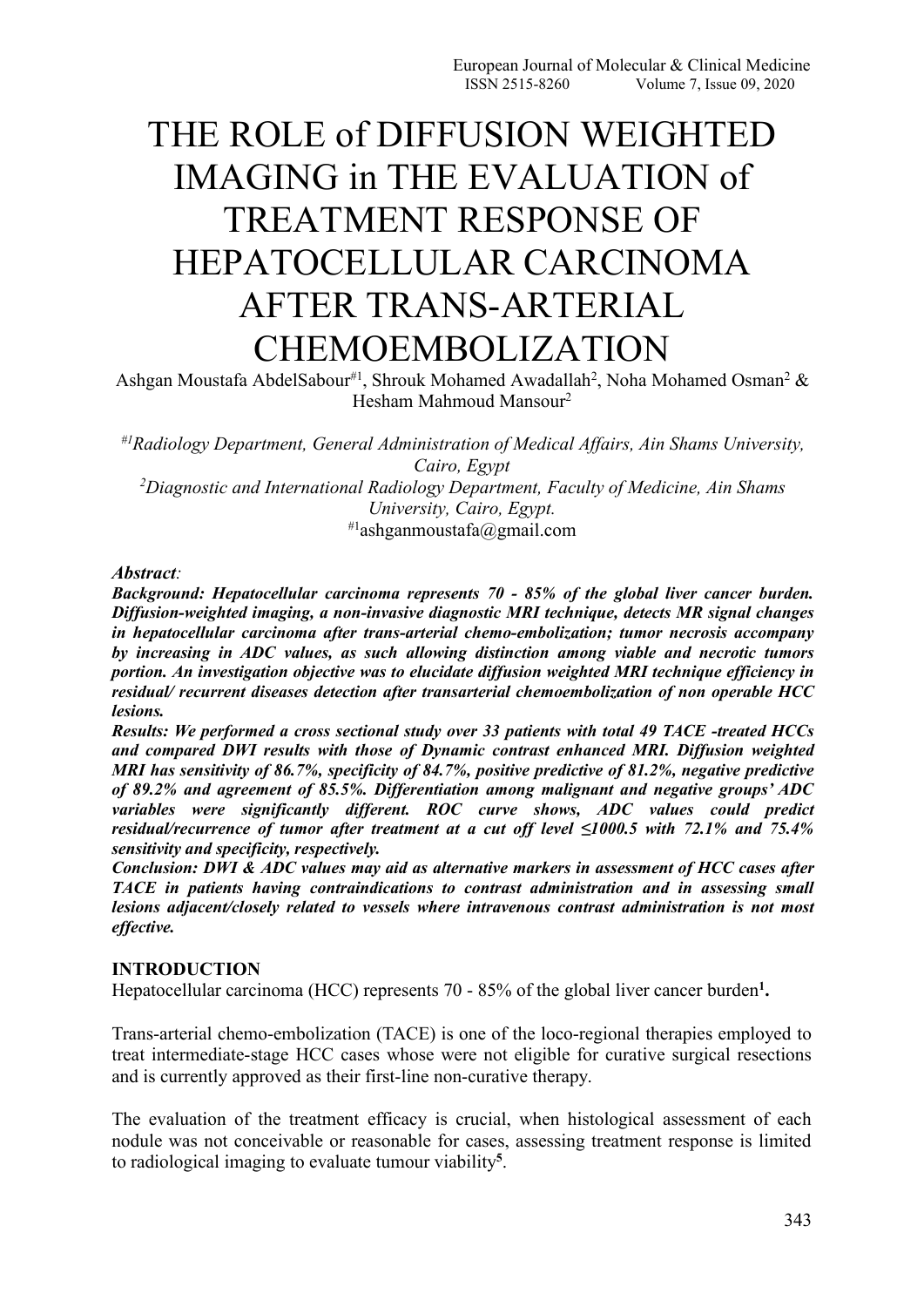# THE ROLE of DIFFUSION WEIGHTED IMAGING in THE EVALUATION of TREATMENT RESPONSE OF HEPATOCELLULAR CARCINOMA AFTER TRANS-ARTERIAL CHEMOEMBOLIZATION

Ashgan Moustafa AbdelSabour[#1], Shrouk Mohamed Awadallah[2], Noha Mohamed Osman[2] & Hesham Mahmoud Mansour[2]

[#1]*Radiology Department, General Administration of Medical Affairs, Ain Shams University, Cairo, Egypt*

[2]*Diagnostic and International Radiology Department, Faculty of Medicine, Ain Shams University, Cairo, Egypt.*

[#1]ashganmoustafa@gmail.com

***Abstract:***

***Background: Hepatocellular carcinoma represents 70 - 85% of the global liver cancer burden. Diffusion-weighted imaging, a non-invasive diagnostic MRI technique, detects MR signal changes in hepatocellular carcinoma after trans-arterial chemo-embolization; tumor necrosis accompany by increasing in ADC values, as such allowing distinction among viable and necrotic tumors portion. An investigation objective was to elucidate diffusion weighted MRI technique efficiency in residual/ recurrent diseases detection after transarterial chemoembolization of non operable HCC lesions.***

***Results: We performed a cross sectional study over 33 patients with total 49 TACE -treated HCCs and compared DWI results with those of Dynamic contrast enhanced MRI. Diffusion weighted MRI has sensitivity of 86.7%, specificity of 84.7%, positive predictive of 81.2%, negative predictive of 89.2% and agreement of 85.5%. Differentiation among malignant and negative groups' ADC variables were significantly different. ROC curve shows, ADC values could predict residual/recurrence of tumor after treatment at a cut off level ≤1000.5 with 72.1% and 75.4% sensitivity and specificity, respectively.***

***Conclusion: DWI & ADC values may aid as alternative markers in assessment of HCC cases after TACE in patients having contraindications to contrast administration and in assessing small lesions adjacent/closely related to vessels where intravenous contrast administration is not most effective.***

## INTRODUCTION

Hepatocellular carcinoma (HCC) represents 70 - 85% of the global liver cancer burden[1].

Trans-arterial chemo-embolization (TACE) is one of the loco-regional therapies employed to treat intermediate-stage HCC cases whose were not eligible for curative surgical resections and is currently approved as their first-line non-curative therapy.

The evaluation of the treatment efficacy is crucial, when histological assessment of each nodule was not conceivable or reasonable for cases, assessing treatment response is limited to radiological imaging to evaluate tumour viability[5].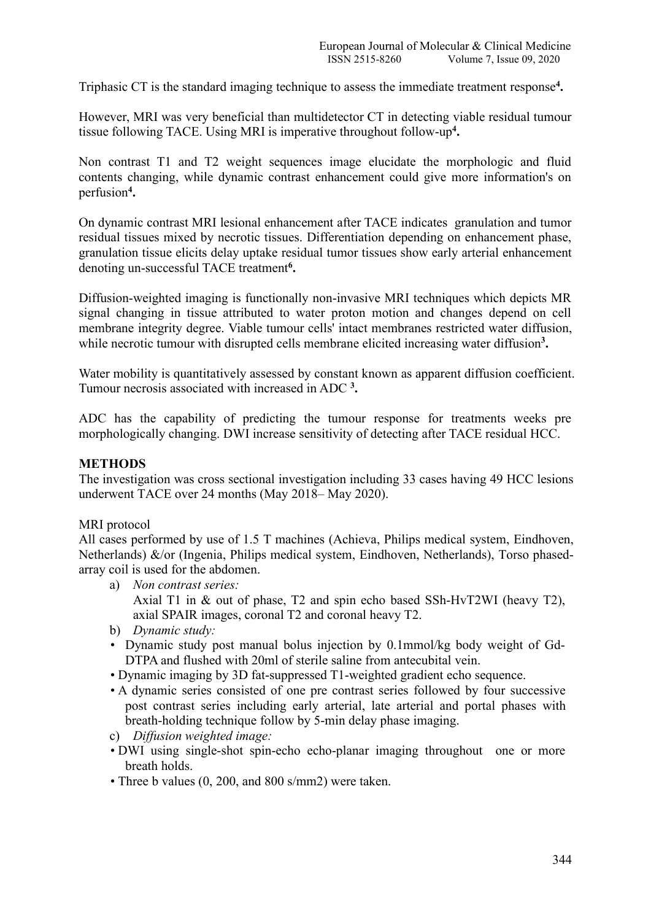Triphasic CT is the standard imaging technique to assess the immediate treatment response[4].

However, MRI was very beneficial than multidetector CT in detecting viable residual tumour tissue following TACE. Using MRI is imperative throughout follow-up[4].

Non contrast T1 and T2 weight sequences image elucidate the morphologic and fluid contents changing, while dynamic contrast enhancement could give more information's on perfusion[4].

On dynamic contrast MRI lesional enhancement after TACE indicates granulation and tumor residual tissues mixed by necrotic tissues. Differentiation depending on enhancement phase, granulation tissue elicits delay uptake residual tumor tissues show early arterial enhancement denoting un-successful TACE treatment[6].

Diffusion-weighted imaging is functionally non-invasive MRI techniques which depicts MR signal changing in tissue attributed to water proton motion and changes depend on cell membrane integrity degree. Viable tumour cells' intact membranes restricted water diffusion, while necrotic tumour with disrupted cells membrane elicited increasing water diffusion[3].

Water mobility is quantitatively assessed by constant known as apparent diffusion coefficient. Tumour necrosis associated with increased in ADC [3].

ADC has the capability of predicting the tumour response for treatments weeks pre morphologically changing. DWI increase sensitivity of detecting after TACE residual HCC.

## METHODS

The investigation was cross sectional investigation including 33 cases having 49 HCC lesions underwent TACE over 24 months (May 2018– May 2020).

MRI protocol

All cases performed by use of 1.5 T machines (Achieva, Philips medical system, Eindhoven, Netherlands) &/or (Ingenia, Philips medical system, Eindhoven, Netherlands), Torso phased-array coil is used for the abdomen.

a) *Non contrast series:*
   Axial T1 in & out of phase, T2 and spin echo based SSh-HvT2WI (heavy T2), axial SPAIR images, coronal T2 and coronal heavy T2.
b) *Dynamic study:*
   - Dynamic study post manual bolus injection by 0.1mmol/kg body weight of Gd-DTPA and flushed with 20ml of sterile saline from antecubital vein.
   - Dynamic imaging by 3D fat-suppressed T1-weighted gradient echo sequence.
   - A dynamic series consisted of one pre contrast series followed by four successive post contrast series including early arterial, late arterial and portal phases with breath-holding technique follow by 5-min delay phase imaging.
c) *Diffusion weighted image:*
   - DWI using single-shot spin-echo echo-planar imaging throughout one or more breath holds.
   - Three b values (0, 200, and 800 s/mm2) were taken.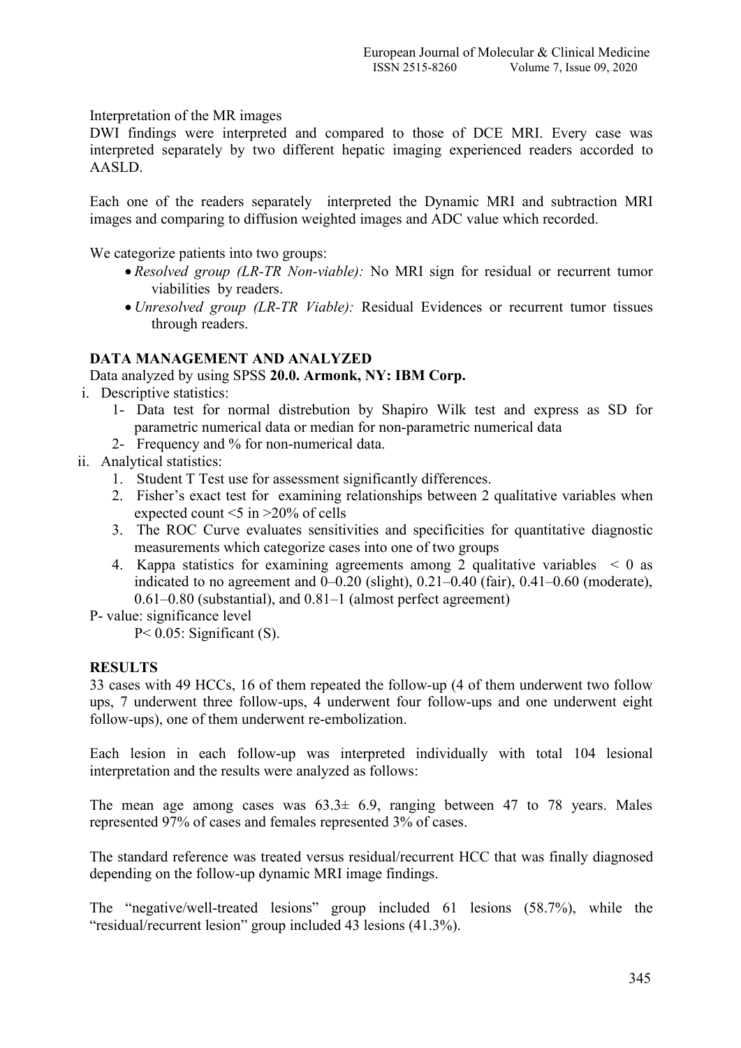Interpretation of the MR images

DWI findings were interpreted and compared to those of DCE MRI. Every case was interpreted separately by two different hepatic imaging experienced readers accorded to AASLD.

Each one of the readers separately interpreted the Dynamic MRI and subtraction MRI images and comparing to diffusion weighted images and ADC value which recorded.

We categorize patients into two groups:

- *Resolved group (LR-TR Non-viable):* No MRI sign for residual or recurrent tumor viabilities by readers.
- *Unresolved group (LR-TR Viable):* Residual Evidences or recurrent tumor tissues through readers.

## DATA MANAGEMENT AND ANALYZED

Data analyzed by using SPSS **20.0. Armonk, NY: IBM Corp.**

i. Descriptive statistics:
   1- Data test for normal distrebution by Shapiro Wilk test and express as SD for parametric numerical data or median for non-parametric numerical data
   2- Frequency and % for non-numerical data.

ii. Analytical statistics:
   1. Student T Test use for assessment significantly differences.
   2. Fisher's exact test for examining relationships between 2 qualitative variables when expected count <5 in >20% of cells
   3. The ROC Curve evaluates sensitivities and specificities for quantitative diagnostic measurements which categorize cases into one of two groups
   4. Kappa statistics for examining agreements among 2 qualitative variables < 0 as indicated to no agreement and 0–0.20 (slight), 0.21–0.40 (fair), 0.41–0.60 (moderate), 0.61–0.80 (substantial), and 0.81–1 (almost perfect agreement)

P- value: significance level

$P < 0.05$: Significant (S).

## RESULTS

33 cases with 49 HCCs, 16 of them repeated the follow-up (4 of them underwent two follow ups, 7 underwent three follow-ups, 4 underwent four follow-ups and one underwent eight follow-ups), one of them underwent re-embolization.

Each lesion in each follow-up was interpreted individually with total 104 lesional interpretation and the results were analyzed as follows:

The mean age among cases was $63.3 \pm 6.9$, ranging between 47 to 78 years. Males represented 97% of cases and females represented 3% of cases.

The standard reference was treated versus residual/recurrent HCC that was finally diagnosed depending on the follow-up dynamic MRI image findings.

The "negative/well-treated lesions" group included 61 lesions (58.7%), while the "residual/recurrent lesion" group included 43 lesions (41.3%).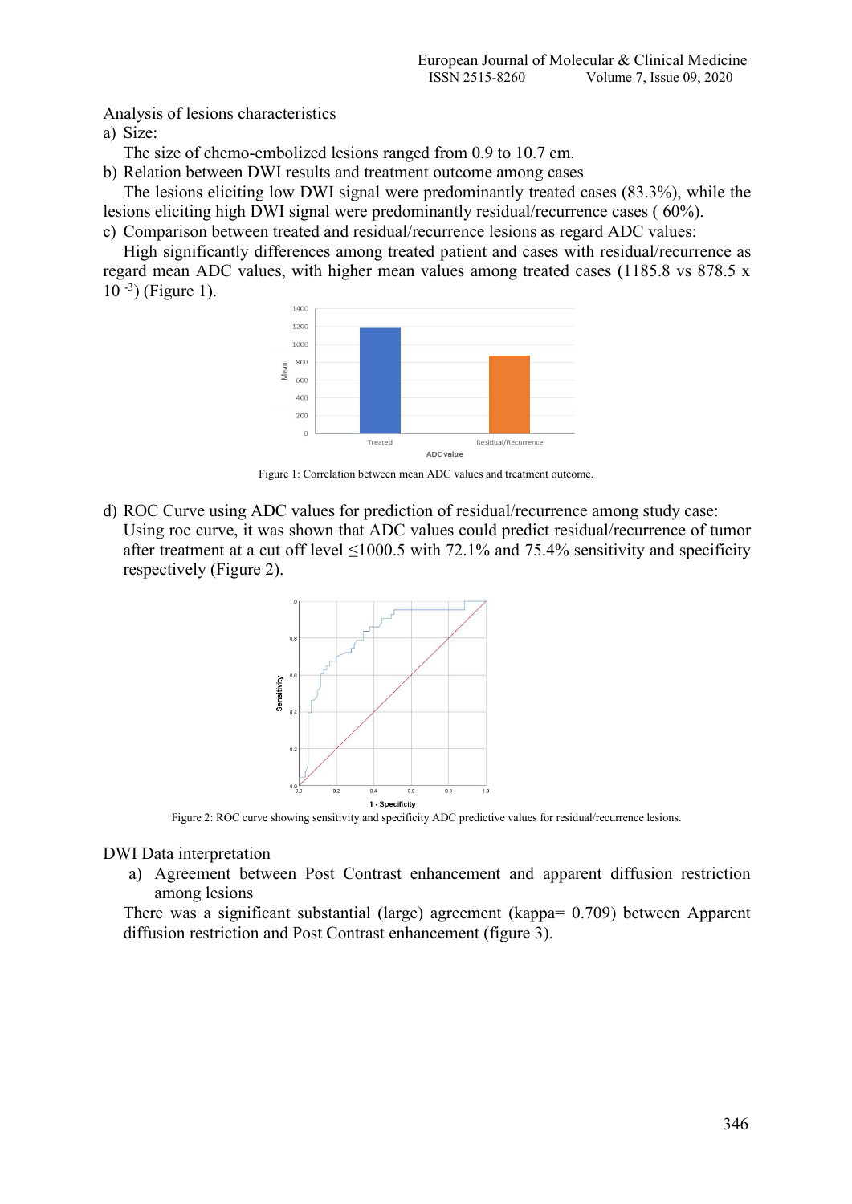Analysis of lesions characteristics

a) Size:

The size of chemo-embolized lesions ranged from 0.9 to 10.7 cm.

b) Relation between DWI results and treatment outcome among cases

The lesions eliciting low DWI signal were predominantly treated cases (83.3%), while the lesions eliciting high DWI signal were predominantly residual/recurrence cases ( 60%).

c) Comparison between treated and residual/recurrence lesions as regard ADC values:

High significantly differences among treated patient and cases with residual/recurrence as regard mean ADC values, with higher mean values among treated cases (1185.8 vs 878.5 x $10^{-3}$) (Figure 1).

Figure 1: Correlation between mean ADC values and treatment outcome.

d) ROC Curve using ADC values for prediction of residual/recurrence among study case:

Using roc curve, it was shown that ADC values could predict residual/recurrence of tumor after treatment at a cut off level ≤1000.5 with 72.1% and 75.4% sensitivity and specificity respectively (Figure 2).

Figure 2: ROC curve showing sensitivity and specificity ADC predictive values for residual/recurrence lesions.

DWI Data interpretation

a) Agreement between Post Contrast enhancement and apparent diffusion restriction among lesions

There was a significant substantial (large) agreement (kappa= 0.709) between Apparent diffusion restriction and Post Contrast enhancement (figure 3).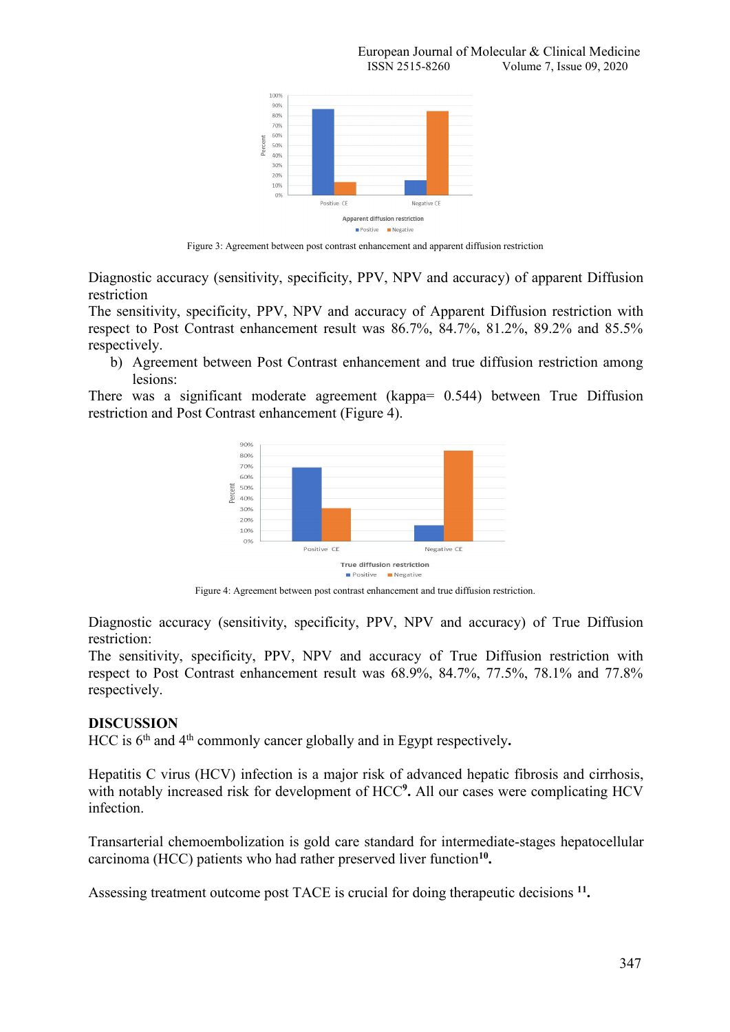Figure 3: Agreement between post contrast enhancement and apparent diffusion restriction

Diagnostic accuracy (sensitivity, specificity, PPV, NPV and accuracy) of apparent Diffusion restriction

The sensitivity, specificity, PPV, NPV and accuracy of Apparent Diffusion restriction with respect to Post Contrast enhancement result was 86.7%, 84.7%, 81.2%, 89.2% and 85.5% respectively.

b) Agreement between Post Contrast enhancement and true diffusion restriction among lesions:

There was a significant moderate agreement (kappa= 0.544) between True Diffusion restriction and Post Contrast enhancement (Figure 4).

Figure 4: Agreement between post contrast enhancement and true diffusion restriction.

Diagnostic accuracy (sensitivity, specificity, PPV, NPV and accuracy) of True Diffusion restriction:

The sensitivity, specificity, PPV, NPV and accuracy of True Diffusion restriction with respect to Post Contrast enhancement result was 68.9%, 84.7%, 77.5%, 78.1% and 77.8% respectively.

## DISCUSSION

HCC is 6th and 4th commonly cancer globally and in Egypt respectively.

Hepatitis C virus (HCV) infection is a major risk of advanced hepatic fibrosis and cirrhosis, with notably increased risk for development of HCC[9]. All our cases were complicating HCV infection.

Transarterial chemoembolization is gold care standard for intermediate-stages hepatocellular carcinoma (HCC) patients who had rather preserved liver function[10].

Assessing treatment outcome post TACE is crucial for doing therapeutic decisions [11].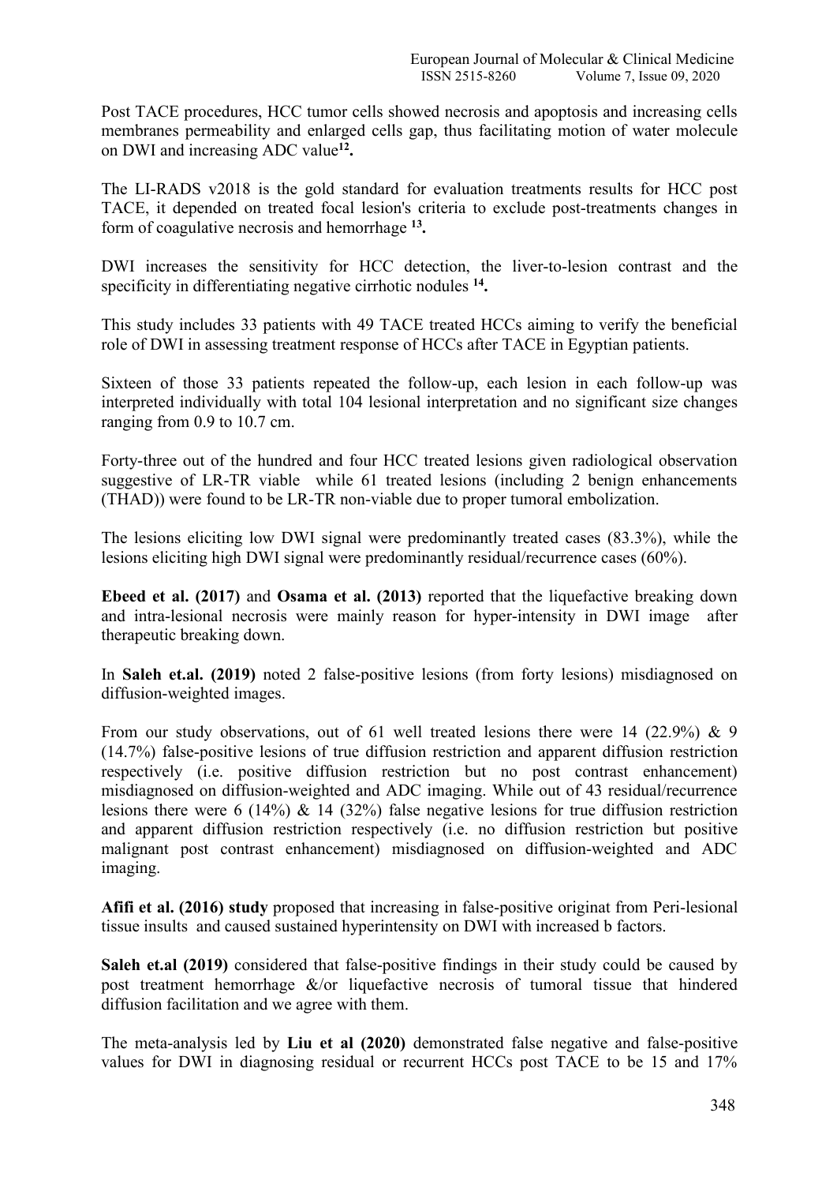Post TACE procedures, HCC tumor cells showed necrosis and apoptosis and increasing cells membranes permeability and enlarged cells gap, thus facilitating motion of water molecule on DWI and increasing ADC value[12]**.**

The LI-RADS v2018 is the gold standard for evaluation treatments results for HCC post TACE, it depended on treated focal lesion's criteria to exclude post-treatments changes in form of coagulative necrosis and hemorrhage [13]**.**

DWI increases the sensitivity for HCC detection, the liver-to-lesion contrast and the specificity in differentiating negative cirrhotic nodules [14]**.**

This study includes 33 patients with 49 TACE treated HCCs aiming to verify the beneficial role of DWI in assessing treatment response of HCCs after TACE in Egyptian patients.

Sixteen of those 33 patients repeated the follow-up, each lesion in each follow-up was interpreted individually with total 104 lesional interpretation and no significant size changes ranging from 0.9 to 10.7 cm.

Forty-three out of the hundred and four HCC treated lesions given radiological observation suggestive of LR-TR viable while 61 treated lesions (including 2 benign enhancements (THAD)) were found to be LR-TR non-viable due to proper tumoral embolization.

The lesions eliciting low DWI signal were predominantly treated cases (83.3%), while the lesions eliciting high DWI signal were predominantly residual/recurrence cases (60%).

**Ebeed et al. (2017)** and **Osama et al. (2013)** reported that the liquefactive breaking down and intra-lesional necrosis were mainly reason for hyper-intensity in DWI image after therapeutic breaking down.

In **Saleh et.al. (2019)** noted 2 false-positive lesions (from forty lesions) misdiagnosed on diffusion-weighted images.

From our study observations, out of 61 well treated lesions there were 14 (22.9%) & 9 (14.7%) false-positive lesions of true diffusion restriction and apparent diffusion restriction respectively (i.e. positive diffusion restriction but no post contrast enhancement) misdiagnosed on diffusion-weighted and ADC imaging. While out of 43 residual/recurrence lesions there were 6 (14%) & 14 (32%) false negative lesions for true diffusion restriction and apparent diffusion restriction respectively (i.e. no diffusion restriction but positive malignant post contrast enhancement) misdiagnosed on diffusion-weighted and ADC imaging.

**Afifi et al. (2016) study** proposed that increasing in false-positive originat from Peri-lesional tissue insults and caused sustained hyperintensity on DWI with increased b factors.

**Saleh et.al (2019)** considered that false-positive findings in their study could be caused by post treatment hemorrhage &/or liquefactive necrosis of tumoral tissue that hindered diffusion facilitation and we agree with them.

The meta-analysis led by **Liu et al (2020)** demonstrated false negative and false-positive values for DWI in diagnosing residual or recurrent HCCs post TACE to be 15 and 17%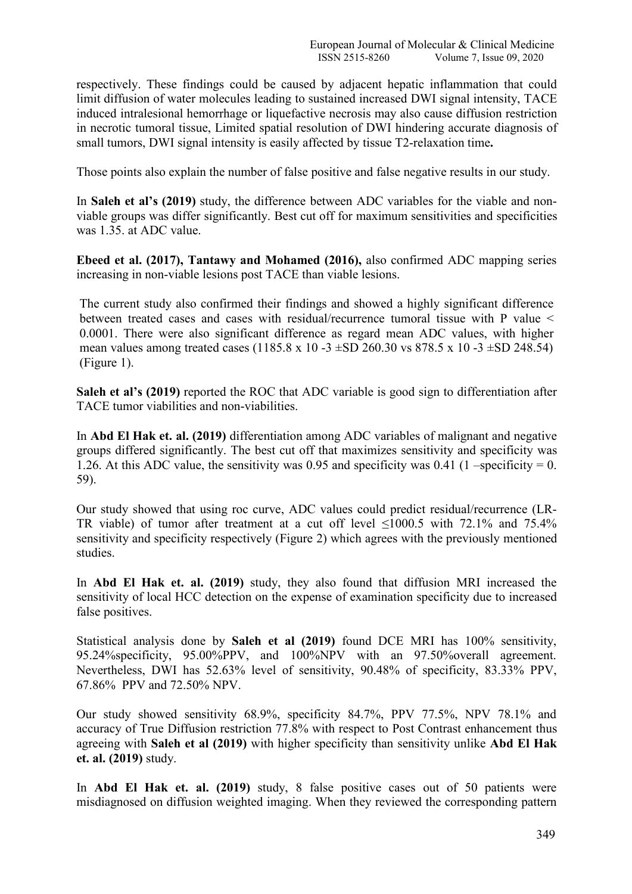respectively. These findings could be caused by adjacent hepatic inflammation that could limit diffusion of water molecules leading to sustained increased DWI signal intensity, TACE induced intralesional hemorrhage or liquefactive necrosis may also cause diffusion restriction in necrotic tumoral tissue, Limited spatial resolution of DWI hindering accurate diagnosis of small tumors, DWI signal intensity is easily affected by tissue T2-relaxation time**.**

Those points also explain the number of false positive and false negative results in our study.

In **Saleh et al's (2019)** study, the difference between ADC variables for the viable and non-viable groups was differ significantly. Best cut off for maximum sensitivities and specificities was 1.35. at ADC value.

**Ebeed et al. (2017), Tantawy and Mohamed (2016),** also confirmed ADC mapping series increasing in non-viable lesions post TACE than viable lesions.

The current study also confirmed their findings and showed a highly significant difference between treated cases and cases with residual/recurrence tumoral tissue with P value < 0.0001. There were also significant difference as regard mean ADC values, with higher mean values among treated cases (1185.8 x 10 -3 ±SD 260.30 vs 878.5 x 10 -3 ±SD 248.54) (Figure 1).

**Saleh et al's (2019)** reported the ROC that ADC variable is good sign to differentiation after TACE tumor viabilities and non-viabilities.

In **Abd El Hak et. al. (2019)** differentiation among ADC variables of malignant and negative groups differed significantly. The best cut off that maximizes sensitivity and specificity was 1.26. At this ADC value, the sensitivity was 0.95 and specificity was 0.41 (1 –specificity = 0. 59).

Our study showed that using roc curve, ADC values could predict residual/recurrence (LR-TR viable) of tumor after treatment at a cut off level ≤1000.5 with 72.1% and 75.4% sensitivity and specificity respectively (Figure 2) which agrees with the previously mentioned studies.

In **Abd El Hak et. al. (2019)** study, they also found that diffusion MRI increased the sensitivity of local HCC detection on the expense of examination specificity due to increased false positives.

Statistical analysis done by **Saleh et al (2019)** found DCE MRI has 100% sensitivity, 95.24%specificity, 95.00%PPV, and 100%NPV with an 97.50%overall agreement. Nevertheless, DWI has 52.63% level of sensitivity, 90.48% of specificity, 83.33% PPV, 67.86% PPV and 72.50% NPV.

Our study showed sensitivity 68.9%, specificity 84.7%, PPV 77.5%, NPV 78.1% and accuracy of True Diffusion restriction 77.8% with respect to Post Contrast enhancement thus agreeing with **Saleh et al (2019)** with higher specificity than sensitivity unlike **Abd El Hak et. al. (2019)** study.

In **Abd El Hak et. al. (2019)** study, 8 false positive cases out of 50 patients were misdiagnosed on diffusion weighted imaging. When they reviewed the corresponding pattern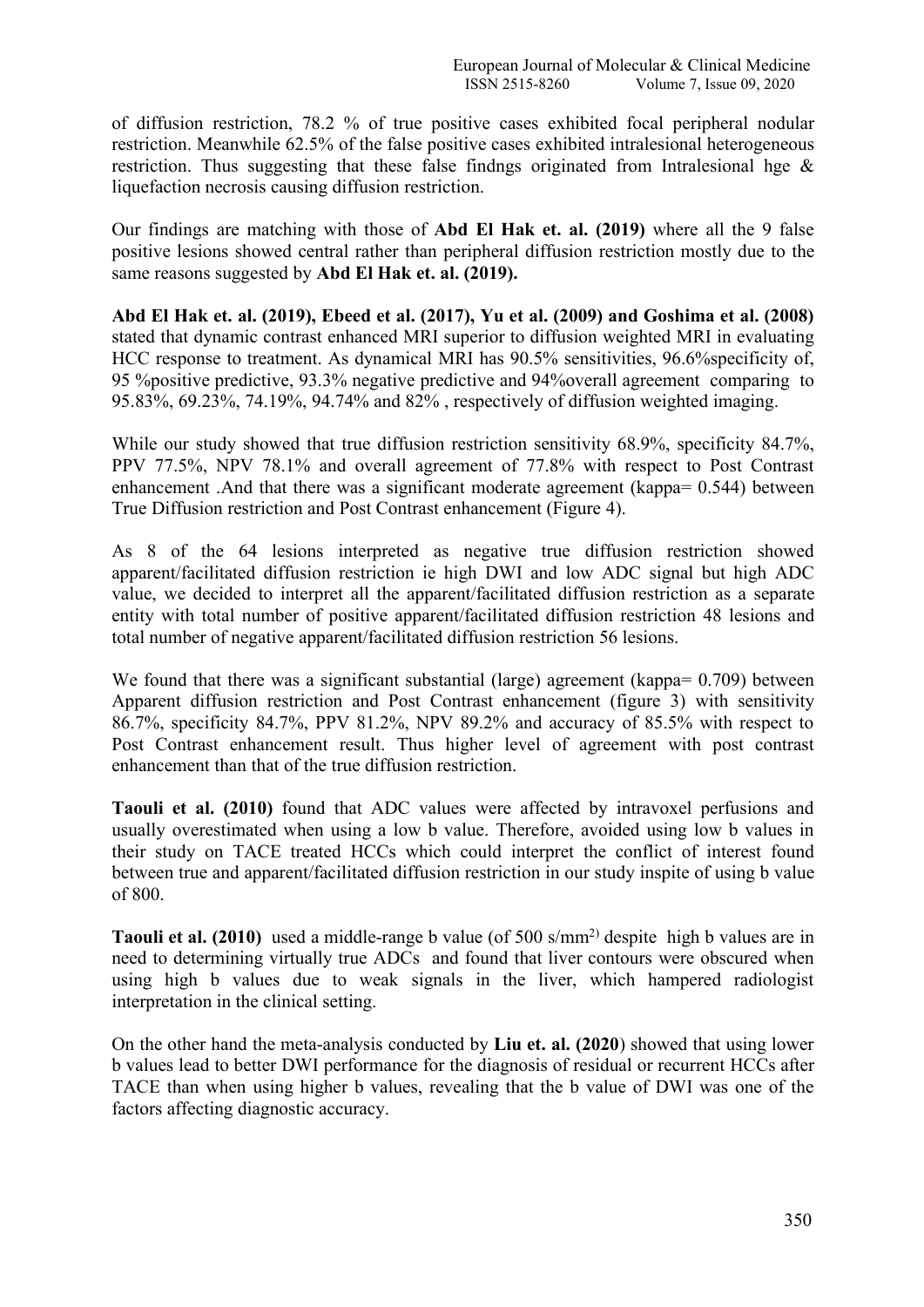of diffusion restriction, 78.2 % of true positive cases exhibited focal peripheral nodular restriction. Meanwhile 62.5% of the false positive cases exhibited intralesional heterogeneous restriction. Thus suggesting that these false findngs originated from Intralesional hge & liquefaction necrosis causing diffusion restriction.

Our findings are matching with those of **Abd El Hak et. al. (2019)** where all the 9 false positive lesions showed central rather than peripheral diffusion restriction mostly due to the same reasons suggested by **Abd El Hak et. al. (2019).**

**Abd El Hak et. al. (2019), Ebeed et al. (2017), Yu et al. (2009) and Goshima et al. (2008)** stated that dynamic contrast enhanced MRI superior to diffusion weighted MRI in evaluating HCC response to treatment. As dynamical MRI has 90.5% sensitivities, 96.6%specificity of, 95 %positive predictive, 93.3% negative predictive and 94%overall agreement comparing to 95.83%, 69.23%, 74.19%, 94.74% and 82% , respectively of diffusion weighted imaging.

While our study showed that true diffusion restriction sensitivity 68.9%, specificity 84.7%, PPV 77.5%, NPV 78.1% and overall agreement of 77.8% with respect to Post Contrast enhancement .And that there was a significant moderate agreement (kappa= 0.544) between True Diffusion restriction and Post Contrast enhancement (Figure 4).

As 8 of the 64 lesions interpreted as negative true diffusion restriction showed apparent/facilitated diffusion restriction ie high DWI and low ADC signal but high ADC value, we decided to interpret all the apparent/facilitated diffusion restriction as a separate entity with total number of positive apparent/facilitated diffusion restriction 48 lesions and total number of negative apparent/facilitated diffusion restriction 56 lesions.

We found that there was a significant substantial (large) agreement (kappa= 0.709) between Apparent diffusion restriction and Post Contrast enhancement (figure 3) with sensitivity 86.7%, specificity 84.7%, PPV 81.2%, NPV 89.2% and accuracy of 85.5% with respect to Post Contrast enhancement result. Thus higher level of agreement with post contrast enhancement than that of the true diffusion restriction.

**Taouli et al. (2010)** found that ADC values were affected by intravoxel perfusions and usually overestimated when using a low b value. Therefore, avoided using low b values in their study on TACE treated HCCs which could interpret the conflict of interest found between true and apparent/facilitated diffusion restriction in our study inspite of using b value of 800.

**Taouli et al. (2010)** used a middle-range b value (of 500 s/mm$^{2}$) despite high b values are in need to determining virtually true ADCs and found that liver contours were obscured when using high b values due to weak signals in the liver, which hampered radiologist interpretation in the clinical setting.

On the other hand the meta-analysis conducted by **Liu et. al. (2020**) showed that using lower b values lead to better DWI performance for the diagnosis of residual or recurrent HCCs after TACE than when using higher b values, revealing that the b value of DWI was one of the factors affecting diagnostic accuracy.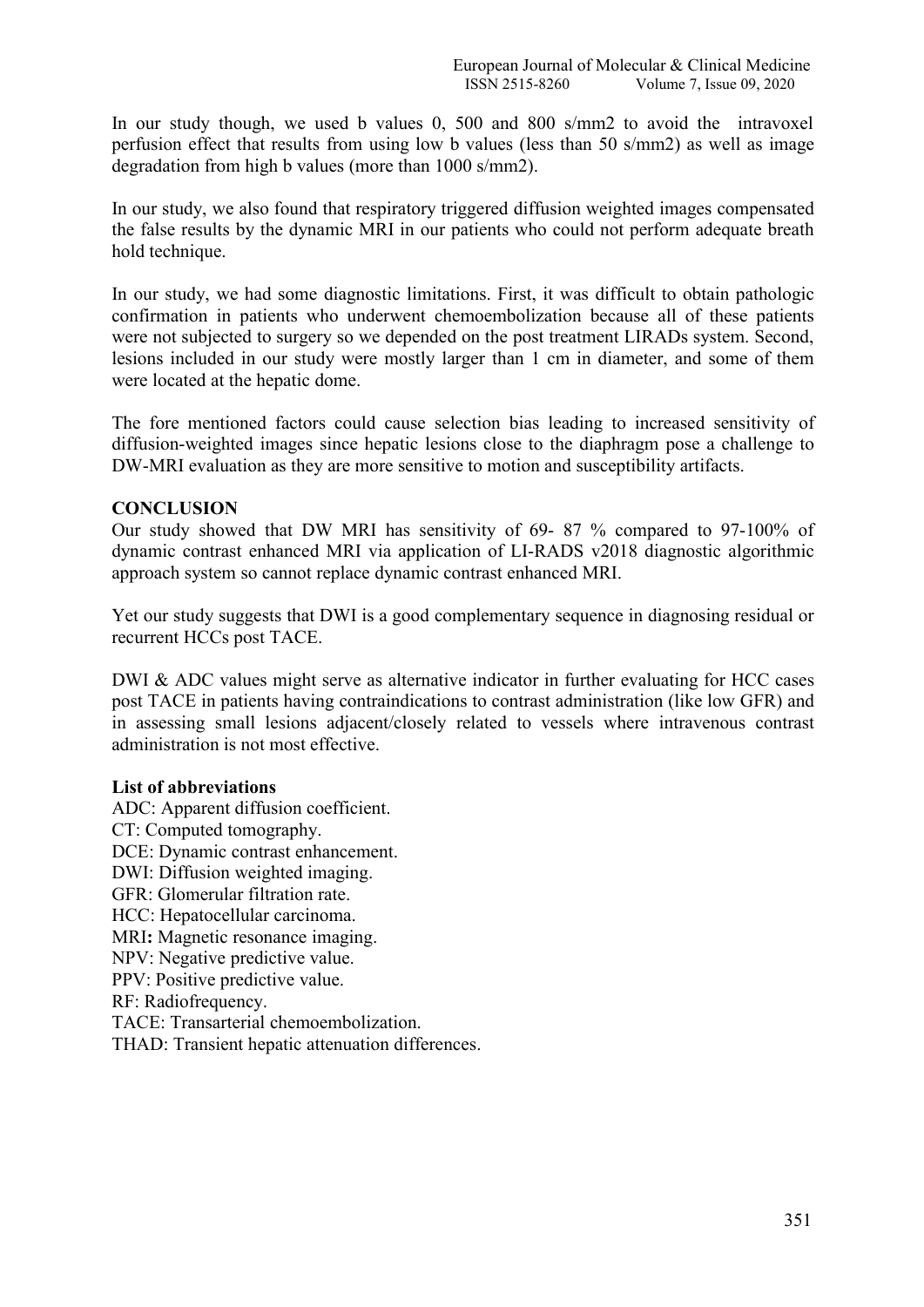In our study though, we used b values 0, 500 and 800 s/mm2 to avoid the intravoxel perfusion effect that results from using low b values (less than 50 s/mm2) as well as image degradation from high b values (more than 1000 s/mm2).

In our study, we also found that respiratory triggered diffusion weighted images compensated the false results by the dynamic MRI in our patients who could not perform adequate breath hold technique.

In our study, we had some diagnostic limitations. First, it was difficult to obtain pathologic confirmation in patients who underwent chemoembolization because all of these patients were not subjected to surgery so we depended on the post treatment LIRADs system. Second, lesions included in our study were mostly larger than 1 cm in diameter, and some of them were located at the hepatic dome.

The fore mentioned factors could cause selection bias leading to increased sensitivity of diffusion-weighted images since hepatic lesions close to the diaphragm pose a challenge to DW-MRI evaluation as they are more sensitive to motion and susceptibility artifacts.

## CONCLUSION

Our study showed that DW MRI has sensitivity of 69- 87 % compared to 97-100% of dynamic contrast enhanced MRI via application of LI-RADS v2018 diagnostic algorithmic approach system so cannot replace dynamic contrast enhanced MRI.

Yet our study suggests that DWI is a good complementary sequence in diagnosing residual or recurrent HCCs post TACE.

DWI & ADC values might serve as alternative indicator in further evaluating for HCC cases post TACE in patients having contraindications to contrast administration (like low GFR) and in assessing small lesions adjacent/closely related to vessels where intravenous contrast administration is not most effective.

### List of abbreviations

ADC: Apparent diffusion coefficient.
CT: Computed tomography.
DCE: Dynamic contrast enhancement.
DWI: Diffusion weighted imaging.
GFR: Glomerular filtration rate.
HCC: Hepatocellular carcinoma.
MRI: Magnetic resonance imaging.
NPV: Negative predictive value.
PPV: Positive predictive value.
RF: Radiofrequency.
TACE: Transarterial chemoembolization.
THAD: Transient hepatic attenuation differences.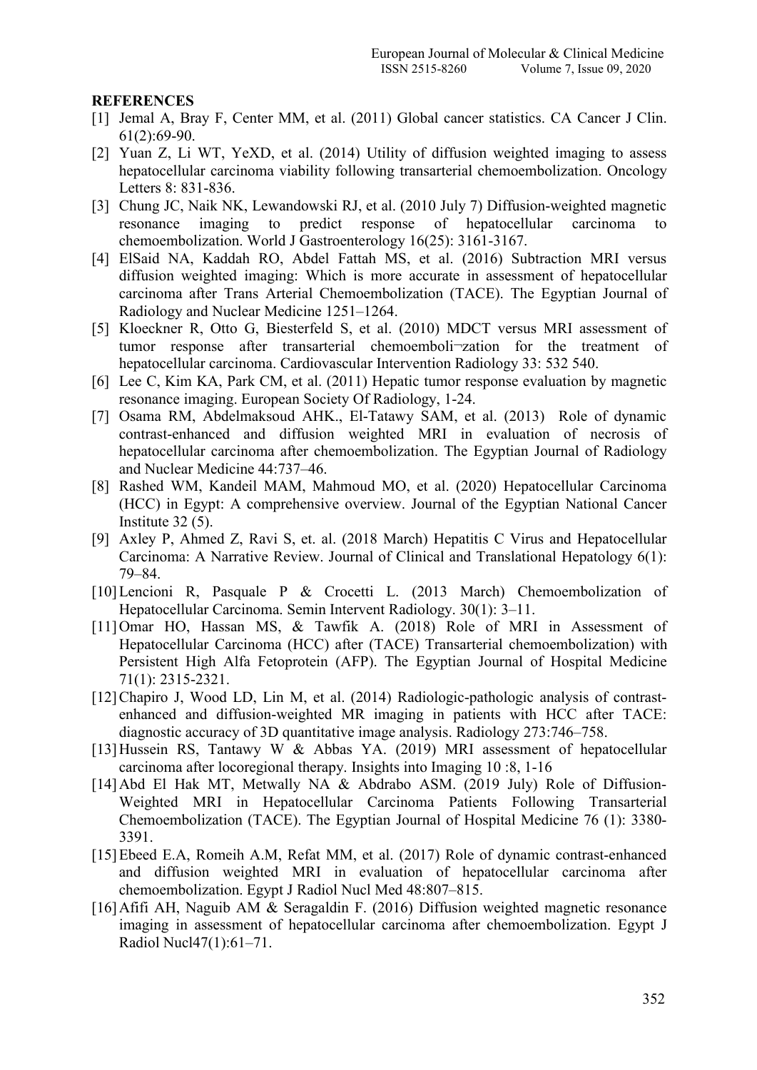**REFERENCES**

[1] Jemal A, Bray F, Center MM, et al. (2011) Global cancer statistics. CA Cancer J Clin. 61(2):69-90.

[2] Yuan Z, Li WT, YeXD, et al. (2014) Utility of diffusion weighted imaging to assess hepatocellular carcinoma viability following transarterial chemoembolization. Oncology Letters 8: 831-836.

[3] Chung JC, Naik NK, Lewandowski RJ, et al. (2010 July 7) Diffusion-weighted magnetic resonance imaging to predict response of hepatocellular carcinoma to chemoembolization. World J Gastroenterology 16(25): 3161-3167.

[4] ElSaid NA, Kaddah RO, Abdel Fattah MS, et al. (2016) Subtraction MRI versus diffusion weighted imaging: Which is more accurate in assessment of hepatocellular carcinoma after Trans Arterial Chemoembolization (TACE). The Egyptian Journal of Radiology and Nuclear Medicine 1251–1264.

[5] Kloeckner R, Otto G, Biesterfeld S, et al. (2010) MDCT versus MRI assessment of tumor response after transarterial chemoemboli¬zation for the treatment of hepatocellular carcinoma. Cardiovascular Intervention Radiology 33: 532 540.

[6] Lee C, Kim KA, Park CM, et al. (2011) Hepatic tumor response evaluation by magnetic resonance imaging. European Society Of Radiology, 1-24.

[7] Osama RM, Abdelmaksoud AHK., El-Tatawy SAM, et al. (2013) Role of dynamic contrast-enhanced and diffusion weighted MRI in evaluation of necrosis of hepatocellular carcinoma after chemoembolization. The Egyptian Journal of Radiology and Nuclear Medicine 44:737–46.

[8] Rashed WM, Kandeil MAM, Mahmoud MO, et al. (2020) Hepatocellular Carcinoma (HCC) in Egypt: A comprehensive overview. Journal of the Egyptian National Cancer Institute 32 (5).

[9] Axley P, Ahmed Z, Ravi S, et. al. (2018 March) Hepatitis C Virus and Hepatocellular Carcinoma: A Narrative Review. Journal of Clinical and Translational Hepatology 6(1): 79–84.

[10] Lencioni R, Pasquale P & Crocetti L. (2013 March) Chemoembolization of Hepatocellular Carcinoma. Semin Intervent Radiology. 30(1): 3–11.

[11] Omar HO, Hassan MS, & Tawfik A. (2018) Role of MRI in Assessment of Hepatocellular Carcinoma (HCC) after (TACE) Transarterial chemoembolization) with Persistent High Alfa Fetoprotein (AFP). The Egyptian Journal of Hospital Medicine 71(1): 2315-2321.

[12] Chapiro J, Wood LD, Lin M, et al. (2014) Radiologic-pathologic analysis of contrast-enhanced and diffusion-weighted MR imaging in patients with HCC after TACE: diagnostic accuracy of 3D quantitative image analysis. Radiology 273:746–758.

[13] Hussein RS, Tantawy W & Abbas YA. (2019) MRI assessment of hepatocellular carcinoma after locoregional therapy. Insights into Imaging 10 :8, 1-16

[14] Abd El Hak MT, Metwally NA & Abdrabo ASM. (2019 July) Role of Diffusion-Weighted MRI in Hepatocellular Carcinoma Patients Following Transarterial Chemoembolization (TACE). The Egyptian Journal of Hospital Medicine 76 (1): 3380-3391.

[15] Ebeed E.A, Romeih A.M, Refat MM, et al. (2017) Role of dynamic contrast-enhanced and diffusion weighted MRI in evaluation of hepatocellular carcinoma after chemoembolization. Egypt J Radiol Nucl Med 48:807–815.

[16] Afifi AH, Naguib AM & Seragaldin F. (2016) Diffusion weighted magnetic resonance imaging in assessment of hepatocellular carcinoma after chemoembolization. Egypt J Radiol Nucl47(1):61–71.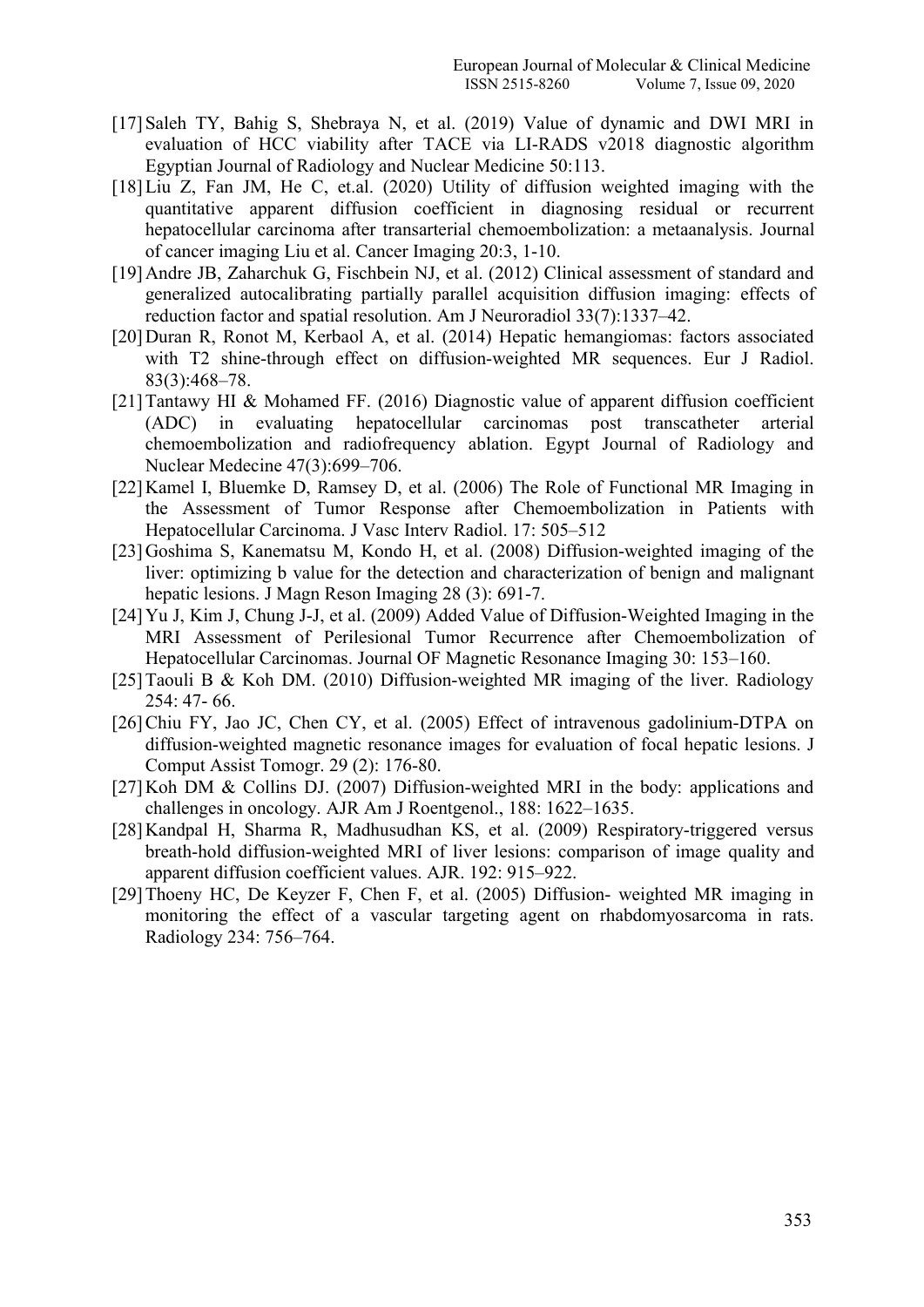[17] Saleh TY, Bahig S, Shebraya N, et al. (2019) Value of dynamic and DWI MRI in evaluation of HCC viability after TACE via LI-RADS v2018 diagnostic algorithm Egyptian Journal of Radiology and Nuclear Medicine 50:113.

[18] Liu Z, Fan JM, He C, et.al. (2020) Utility of diffusion weighted imaging with the quantitative apparent diffusion coefficient in diagnosing residual or recurrent hepatocellular carcinoma after transarterial chemoembolization: a metaanalysis. Journal of cancer imaging Liu et al. Cancer Imaging 20:3, 1-10.

[19] Andre JB, Zaharchuk G, Fischbein NJ, et al. (2012) Clinical assessment of standard and generalized autocalibrating partially parallel acquisition diffusion imaging: effects of reduction factor and spatial resolution. Am J Neuroradiol 33(7):1337–42.

[20] Duran R, Ronot M, Kerbaol A, et al. (2014) Hepatic hemangiomas: factors associated with T2 shine-through effect on diffusion-weighted MR sequences. Eur J Radiol. 83(3):468–78.

[21] Tantawy HI & Mohamed FF. (2016) Diagnostic value of apparent diffusion coefficient (ADC) in evaluating hepatocellular carcinomas post transcatheter arterial chemoembolization and radiofrequency ablation. Egypt Journal of Radiology and Nuclear Medecine 47(3):699–706.

[22] Kamel I, Bluemke D, Ramsey D, et al. (2006) The Role of Functional MR Imaging in the Assessment of Tumor Response after Chemoembolization in Patients with Hepatocellular Carcinoma. J Vasc Interv Radiol. 17: 505–512

[23] Goshima S, Kanematsu M, Kondo H, et al. (2008) Diffusion-weighted imaging of the liver: optimizing b value for the detection and characterization of benign and malignant hepatic lesions. J Magn Reson Imaging 28 (3): 691-7.

[24] Yu J, Kim J, Chung J-J, et al. (2009) Added Value of Diffusion-Weighted Imaging in the MRI Assessment of Perilesional Tumor Recurrence after Chemoembolization of Hepatocellular Carcinomas. Journal OF Magnetic Resonance Imaging 30: 153–160.

[25] Taouli B & Koh DM. (2010) Diffusion-weighted MR imaging of the liver. Radiology 254: 47- 66.

[26] Chiu FY, Jao JC, Chen CY, et al. (2005) Effect of intravenous gadolinium-DTPA on diffusion-weighted magnetic resonance images for evaluation of focal hepatic lesions. J Comput Assist Tomogr. 29 (2): 176-80.

[27] Koh DM & Collins DJ. (2007) Diffusion-weighted MRI in the body: applications and challenges in oncology. AJR Am J Roentgenol., 188: 1622–1635.

[28] Kandpal H, Sharma R, Madhusudhan KS, et al. (2009) Respiratory-triggered versus breath-hold diffusion-weighted MRI of liver lesions: comparison of image quality and apparent diffusion coefficient values. AJR. 192: 915–922.

[29] Thoeny HC, De Keyzer F, Chen F, et al. (2005) Diffusion- weighted MR imaging in monitoring the effect of a vascular targeting agent on rhabdomyosarcoma in rats. Radiology 234: 756–764.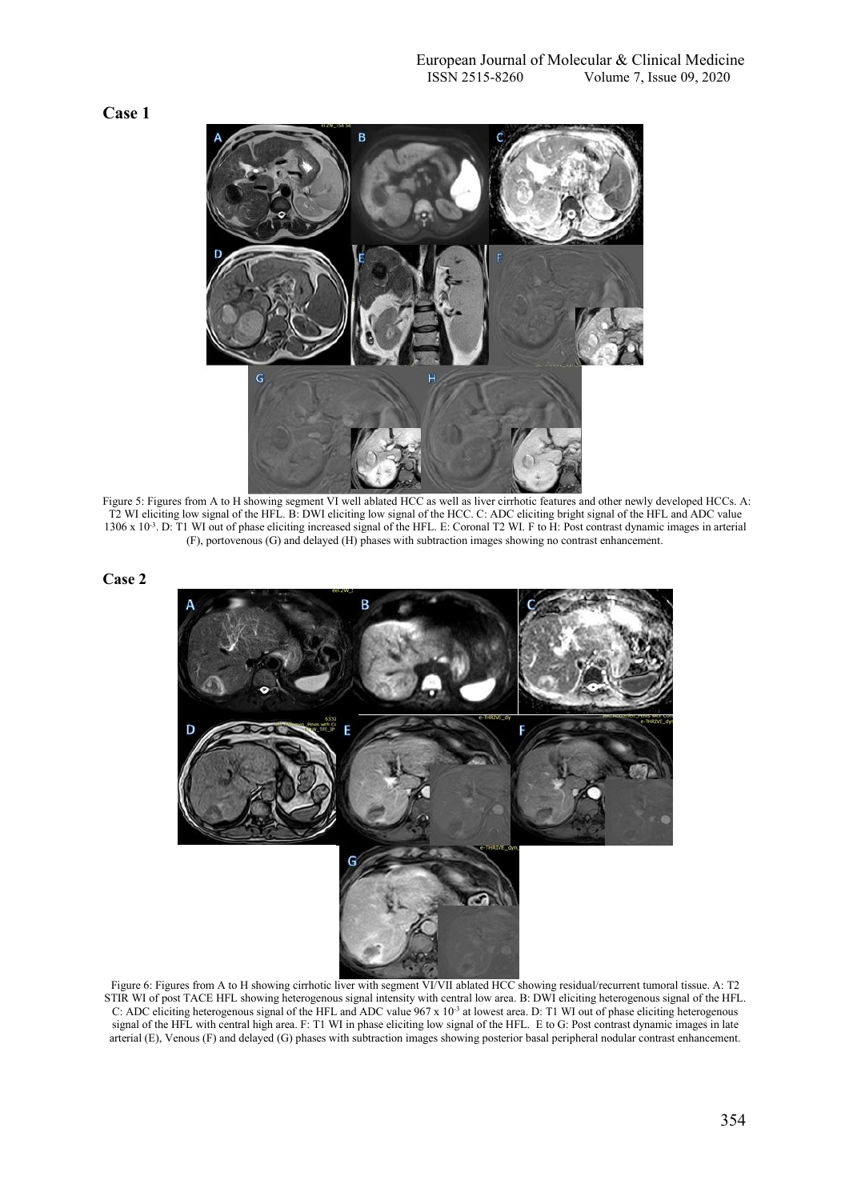**Case 1**

Figure 5: Figures from A to H showing segment VI well ablated HCC as well as liver cirrhotic features and other newly developed HCCs. A: T2 WI eliciting low signal of the HFL. B: DWI eliciting low signal of the HCC. C: ADC eliciting bright signal of the HFL and ADC value 1306 x $10^{-3}$. D: T1 WI out of phase eliciting increased signal of the HFL. E: Coronal T2 WI. F to H: Post contrast dynamic images in arterial (F), portovenous (G) and delayed (H) phases with subtraction images showing no contrast enhancement.

**Case 2**

Figure 6: Figures from A to H showing cirrhotic liver with segment VI/VII ablated HCC showing residual/recurrent tumoral tissue. A: T2 STIR WI of post TACE HFL showing heterogenous signal intensity with central low area. B: DWI eliciting heterogenous signal of the HFL. C: ADC eliciting heterogenous signal of the HFL and ADC value 967 x $10^{-3}$ at lowest area. D: T1 WI out of phase eliciting heterogenous signal of the HFL with central high area. F: T1 WI in phase eliciting low signal of the HFL. E to G: Post contrast dynamic images in late arterial (E), Venous (F) and delayed (G) phases with subtraction images showing posterior basal peripheral nodular contrast enhancement.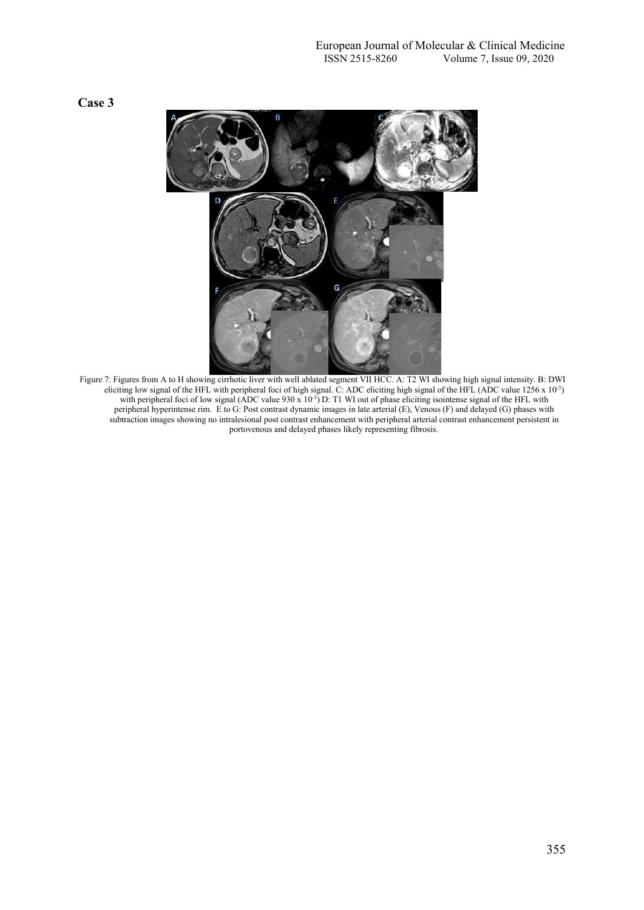**Case 3**

Figure 7: Figures from A to H showing cirrhotic liver with well ablated segment VII HCC. A: T2 WI showing high signal intensity. B: DWI eliciting low signal of the HFL with peripheral foci of high signal. C: ADC eliciting high signal of the HFL (ADC value 1256 x $10^{-3}$) with peripheral foci of low signal (ADC value 930 x $10^{-3}$) D: T1 WI out of phase eliciting isointense signal of the HFL with peripheral hyperintense rim. E to G: Post contrast dynamic images in late arterial (E), Venous (F) and delayed (G) phases with subtraction images showing no intralesional post contrast enhancement with peripheral arterial contrast enhancement persistent in portovenous and delayed phases likely representing fibrosis.